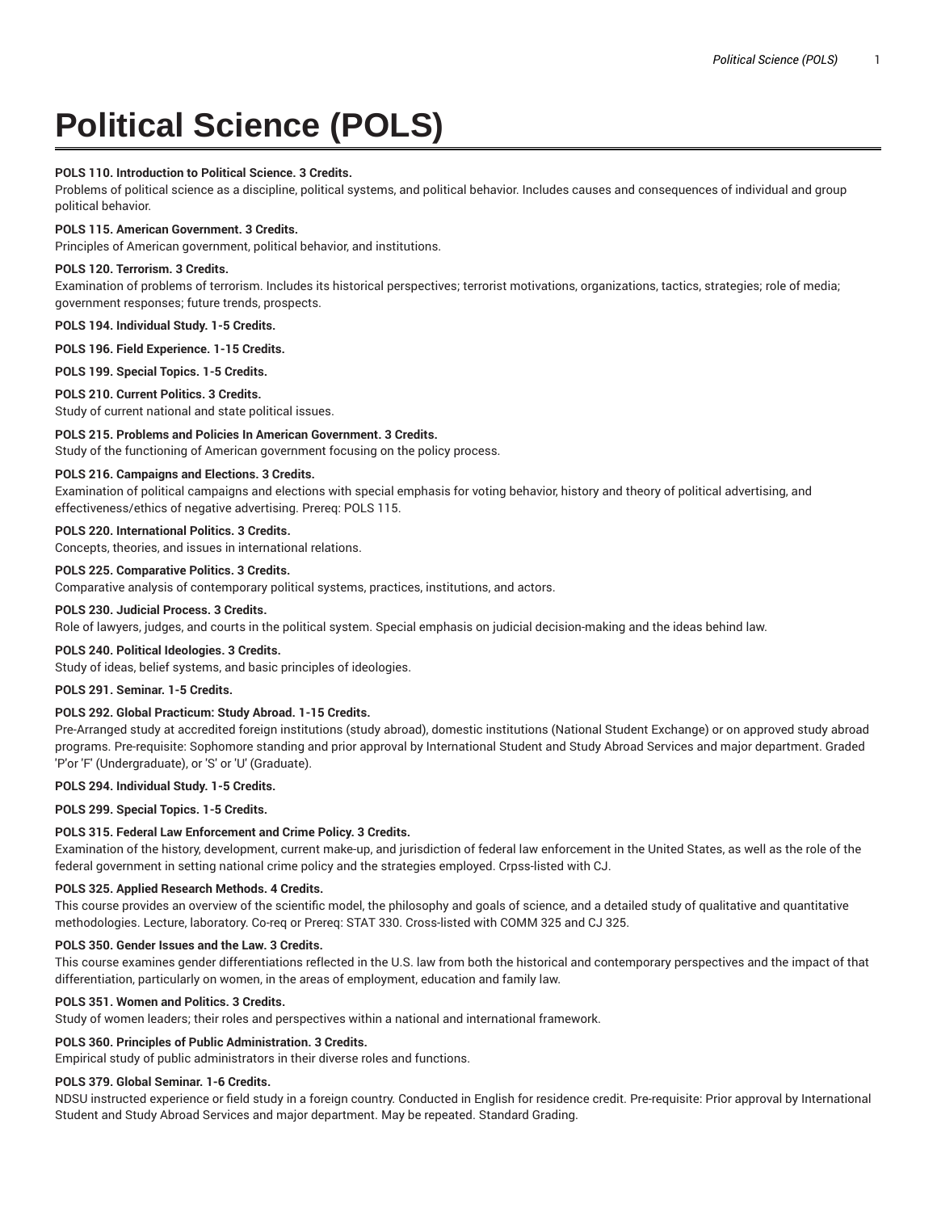# Political Science (POLS)

**POLS 110. Introduction to Political Science. 3 Credits.**
Problems of political science as a discipline, political systems, and political behavior. Includes causes and consequences of individual and group political behavior.

**POLS 115. American Government. 3 Credits.**
Principles of American government, political behavior, and institutions.

**POLS 120. Terrorism. 3 Credits.**
Examination of problems of terrorism. Includes its historical perspectives; terrorist motivations, organizations, tactics, strategies; role of media; government responses; future trends, prospects.

**POLS 194. Individual Study. 1-5 Credits.**

**POLS 196. Field Experience. 1-15 Credits.**

**POLS 199. Special Topics. 1-5 Credits.**

**POLS 210. Current Politics. 3 Credits.**
Study of current national and state political issues.

**POLS 215. Problems and Policies In American Government. 3 Credits.**
Study of the functioning of American government focusing on the policy process.

**POLS 216. Campaigns and Elections. 3 Credits.**
Examination of political campaigns and elections with special emphasis for voting behavior, history and theory of political advertising, and effectiveness/ethics of negative advertising. Prereq: POLS 115.

**POLS 220. International Politics. 3 Credits.**
Concepts, theories, and issues in international relations.

**POLS 225. Comparative Politics. 3 Credits.**
Comparative analysis of contemporary political systems, practices, institutions, and actors.

**POLS 230. Judicial Process. 3 Credits.**
Role of lawyers, judges, and courts in the political system. Special emphasis on judicial decision-making and the ideas behind law.

**POLS 240. Political Ideologies. 3 Credits.**
Study of ideas, belief systems, and basic principles of ideologies.

**POLS 291. Seminar. 1-5 Credits.**

**POLS 292. Global Practicum: Study Abroad. 1-15 Credits.**
Pre-Arranged study at accredited foreign institutions (study abroad), domestic institutions (National Student Exchange) or on approved study abroad programs. Pre-requisite: Sophomore standing and prior approval by International Student and Study Abroad Services and major department. Graded 'P'or 'F' (Undergraduate), or 'S' or 'U' (Graduate).

**POLS 294. Individual Study. 1-5 Credits.**

**POLS 299. Special Topics. 1-5 Credits.**

**POLS 315. Federal Law Enforcement and Crime Policy. 3 Credits.**
Examination of the history, development, current make-up, and jurisdiction of federal law enforcement in the United States, as well as the role of the federal government in setting national crime policy and the strategies employed. Crpss-listed with CJ.

**POLS 325. Applied Research Methods. 4 Credits.**
This course provides an overview of the scientific model, the philosophy and goals of science, and a detailed study of qualitative and quantitative methodologies. Lecture, laboratory. Co-req or Prereq: STAT 330. Cross-listed with COMM 325 and CJ 325.

**POLS 350. Gender Issues and the Law. 3 Credits.**
This course examines gender differentiations reflected in the U.S. law from both the historical and contemporary perspectives and the impact of that differentiation, particularly on women, in the areas of employment, education and family law.

**POLS 351. Women and Politics. 3 Credits.**
Study of women leaders; their roles and perspectives within a national and international framework.

**POLS 360. Principles of Public Administration. 3 Credits.**
Empirical study of public administrators in their diverse roles and functions.

**POLS 379. Global Seminar. 1-6 Credits.**
NDSU instructed experience or field study in a foreign country. Conducted in English for residence credit. Pre-requisite: Prior approval by International Student and Study Abroad Services and major department. May be repeated. Standard Grading.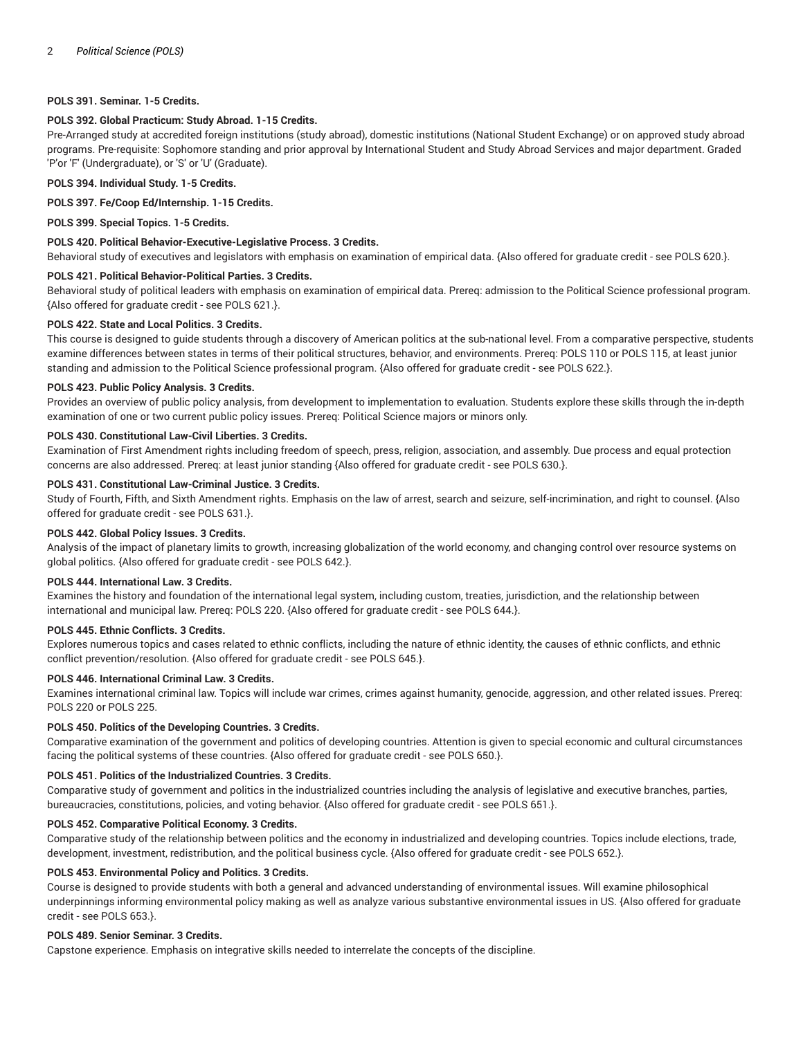**POLS 391. Seminar. 1-5 Credits.**

**POLS 392. Global Practicum: Study Abroad. 1-15 Credits.**

Pre-Arranged study at accredited foreign institutions (study abroad), domestic institutions (National Student Exchange) or on approved study abroad programs. Pre-requisite: Sophomore standing and prior approval by International Student and Study Abroad Services and major department. Graded 'P'or 'F' (Undergraduate), or 'S' or 'U' (Graduate).

**POLS 394. Individual Study. 1-5 Credits.**

**POLS 397. Fe/Coop Ed/Internship. 1-15 Credits.**

**POLS 399. Special Topics. 1-5 Credits.**

**POLS 420. Political Behavior-Executive-Legislative Process. 3 Credits.**

Behavioral study of executives and legislators with emphasis on examination of empirical data. {Also offered for graduate credit - see POLS 620.}.

**POLS 421. Political Behavior-Political Parties. 3 Credits.**

Behavioral study of political leaders with emphasis on examination of empirical data. Prereq: admission to the Political Science professional program. {Also offered for graduate credit - see POLS 621.}.

**POLS 422. State and Local Politics. 3 Credits.**

This course is designed to guide students through a discovery of American politics at the sub-national level. From a comparative perspective, students examine differences between states in terms of their political structures, behavior, and environments. Prereq: POLS 110 or POLS 115, at least junior standing and admission to the Political Science professional program. {Also offered for graduate credit - see POLS 622.}.

**POLS 423. Public Policy Analysis. 3 Credits.**

Provides an overview of public policy analysis, from development to implementation to evaluation. Students explore these skills through the in-depth examination of one or two current public policy issues. Prereq: Political Science majors or minors only.

**POLS 430. Constitutional Law-Civil Liberties. 3 Credits.**

Examination of First Amendment rights including freedom of speech, press, religion, association, and assembly. Due process and equal protection concerns are also addressed. Prereq: at least junior standing {Also offered for graduate credit - see POLS 630.}.

**POLS 431. Constitutional Law-Criminal Justice. 3 Credits.**

Study of Fourth, Fifth, and Sixth Amendment rights. Emphasis on the law of arrest, search and seizure, self-incrimination, and right to counsel. {Also offered for graduate credit - see POLS 631.}.

**POLS 442. Global Policy Issues. 3 Credits.**

Analysis of the impact of planetary limits to growth, increasing globalization of the world economy, and changing control over resource systems on global politics. {Also offered for graduate credit - see POLS 642.}.

**POLS 444. International Law. 3 Credits.**

Examines the history and foundation of the international legal system, including custom, treaties, jurisdiction, and the relationship between international and municipal law. Prereq: POLS 220. {Also offered for graduate credit - see POLS 644.}.

**POLS 445. Ethnic Conflicts. 3 Credits.**

Explores numerous topics and cases related to ethnic conflicts, including the nature of ethnic identity, the causes of ethnic conflicts, and ethnic conflict prevention/resolution. {Also offered for graduate credit - see POLS 645.}.

**POLS 446. International Criminal Law. 3 Credits.**

Examines international criminal law. Topics will include war crimes, crimes against humanity, genocide, aggression, and other related issues. Prereq: POLS 220 or POLS 225.

**POLS 450. Politics of the Developing Countries. 3 Credits.**

Comparative examination of the government and politics of developing countries. Attention is given to special economic and cultural circumstances facing the political systems of these countries. {Also offered for graduate credit - see POLS 650.}.

**POLS 451. Politics of the Industrialized Countries. 3 Credits.**

Comparative study of government and politics in the industrialized countries including the analysis of legislative and executive branches, parties, bureaucracies, constitutions, policies, and voting behavior. {Also offered for graduate credit - see POLS 651.}.

**POLS 452. Comparative Political Economy. 3 Credits.**

Comparative study of the relationship between politics and the economy in industrialized and developing countries. Topics include elections, trade, development, investment, redistribution, and the political business cycle. {Also offered for graduate credit - see POLS 652.}.

**POLS 453. Environmental Policy and Politics. 3 Credits.**

Course is designed to provide students with both a general and advanced understanding of environmental issues. Will examine philosophical underpinnings informing environmental policy making as well as analyze various substantive environmental issues in US. {Also offered for graduate credit - see POLS 653.}.

**POLS 489. Senior Seminar. 3 Credits.**

Capstone experience. Emphasis on integrative skills needed to interrelate the concepts of the discipline.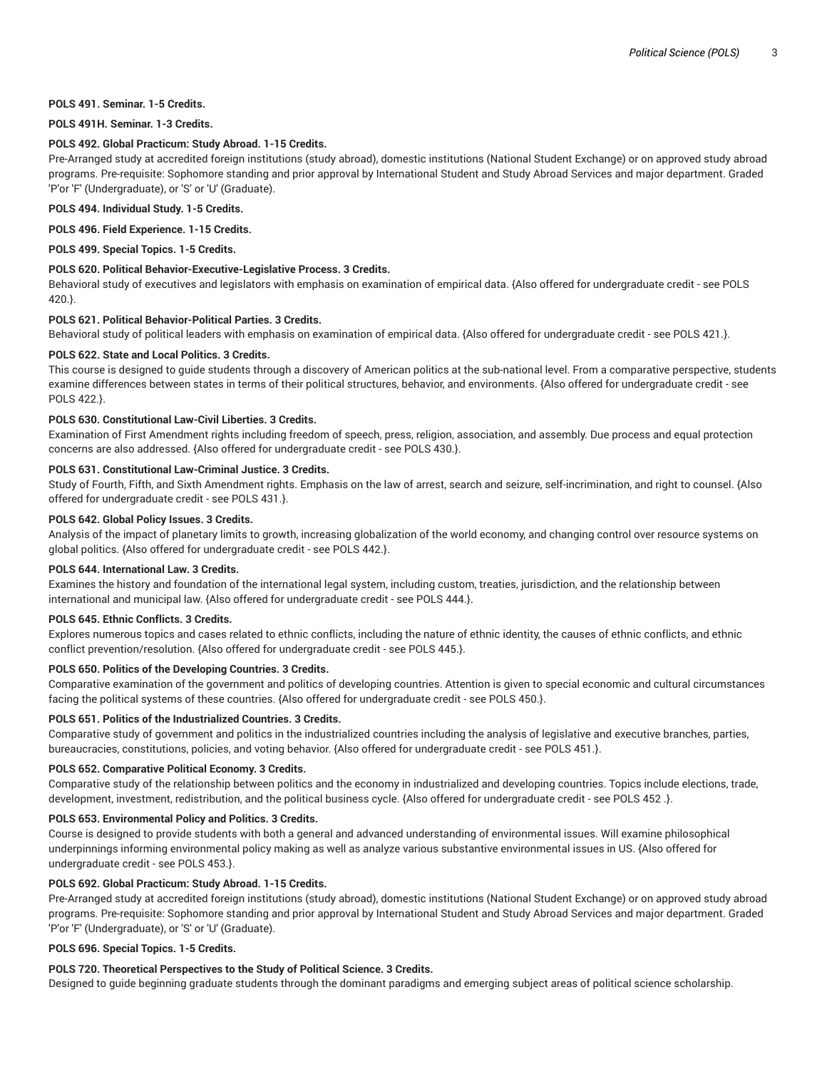**POLS 491. Seminar. 1-5 Credits.**

**POLS 491H. Seminar. 1-3 Credits.**

**POLS 492. Global Practicum: Study Abroad. 1-15 Credits.**

Pre-Arranged study at accredited foreign institutions (study abroad), domestic institutions (National Student Exchange) or on approved study abroad programs. Pre-requisite: Sophomore standing and prior approval by International Student and Study Abroad Services and major department. Graded 'P'or 'F' (Undergraduate), or 'S' or 'U' (Graduate).

**POLS 494. Individual Study. 1-5 Credits.**

**POLS 496. Field Experience. 1-15 Credits.**

**POLS 499. Special Topics. 1-5 Credits.**

**POLS 620. Political Behavior-Executive-Legislative Process. 3 Credits.**

Behavioral study of executives and legislators with emphasis on examination of empirical data. {Also offered for undergraduate credit - see POLS 420.}.

**POLS 621. Political Behavior-Political Parties. 3 Credits.**

Behavioral study of political leaders with emphasis on examination of empirical data. {Also offered for undergraduate credit - see POLS 421.}.

**POLS 622. State and Local Politics. 3 Credits.**

This course is designed to guide students through a discovery of American politics at the sub-national level. From a comparative perspective, students examine differences between states in terms of their political structures, behavior, and environments. {Also offered for undergraduate credit - see POLS 422.}.

**POLS 630. Constitutional Law-Civil Liberties. 3 Credits.**

Examination of First Amendment rights including freedom of speech, press, religion, association, and assembly. Due process and equal protection concerns are also addressed. {Also offered for undergraduate credit - see POLS 430.}.

**POLS 631. Constitutional Law-Criminal Justice. 3 Credits.**

Study of Fourth, Fifth, and Sixth Amendment rights. Emphasis on the law of arrest, search and seizure, self-incrimination, and right to counsel. {Also offered for undergraduate credit - see POLS 431.}.

**POLS 642. Global Policy Issues. 3 Credits.**

Analysis of the impact of planetary limits to growth, increasing globalization of the world economy, and changing control over resource systems on global politics. {Also offered for undergraduate credit - see POLS 442.}.

**POLS 644. International Law. 3 Credits.**

Examines the history and foundation of the international legal system, including custom, treaties, jurisdiction, and the relationship between international and municipal law. {Also offered for undergraduate credit - see POLS 444.}.

**POLS 645. Ethnic Conflicts. 3 Credits.**

Explores numerous topics and cases related to ethnic conflicts, including the nature of ethnic identity, the causes of ethnic conflicts, and ethnic conflict prevention/resolution. {Also offered for undergraduate credit - see POLS 445.}.

**POLS 650. Politics of the Developing Countries. 3 Credits.**

Comparative examination of the government and politics of developing countries. Attention is given to special economic and cultural circumstances facing the political systems of these countries. {Also offered for undergraduate credit - see POLS 450.}.

**POLS 651. Politics of the Industrialized Countries. 3 Credits.**

Comparative study of government and politics in the industrialized countries including the analysis of legislative and executive branches, parties, bureaucracies, constitutions, policies, and voting behavior. {Also offered for undergraduate credit - see POLS 451.}.

**POLS 652. Comparative Political Economy. 3 Credits.**

Comparative study of the relationship between politics and the economy in industrialized and developing countries. Topics include elections, trade, development, investment, redistribution, and the political business cycle. {Also offered for undergraduate credit - see POLS 452 .}.

**POLS 653. Environmental Policy and Politics. 3 Credits.**

Course is designed to provide students with both a general and advanced understanding of environmental issues. Will examine philosophical underpinnings informing environmental policy making as well as analyze various substantive environmental issues in US. {Also offered for undergraduate credit - see POLS 453.}.

**POLS 692. Global Practicum: Study Abroad. 1-15 Credits.**

Pre-Arranged study at accredited foreign institutions (study abroad), domestic institutions (National Student Exchange) or on approved study abroad programs. Pre-requisite: Sophomore standing and prior approval by International Student and Study Abroad Services and major department. Graded 'P'or 'F' (Undergraduate), or 'S' or 'U' (Graduate).

**POLS 696. Special Topics. 1-5 Credits.**

**POLS 720. Theoretical Perspectives to the Study of Political Science. 3 Credits.**

Designed to guide beginning graduate students through the dominant paradigms and emerging subject areas of political science scholarship.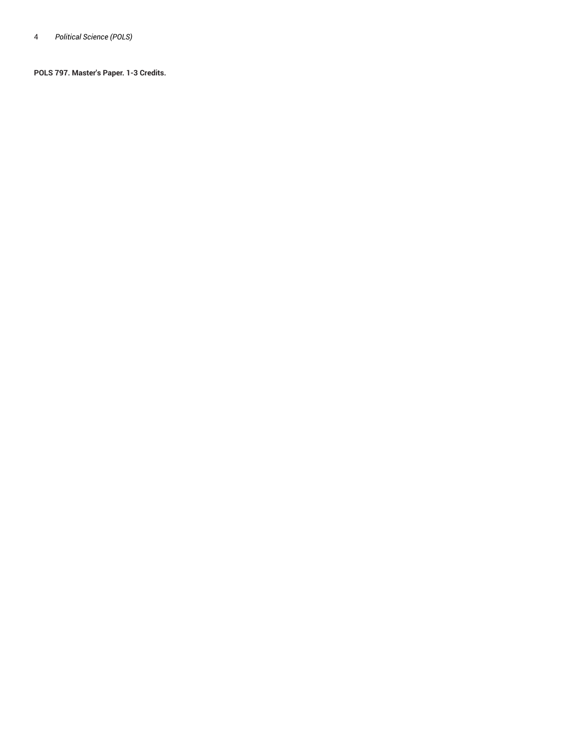**POLS 797. Master's Paper. 1-3 Credits.**